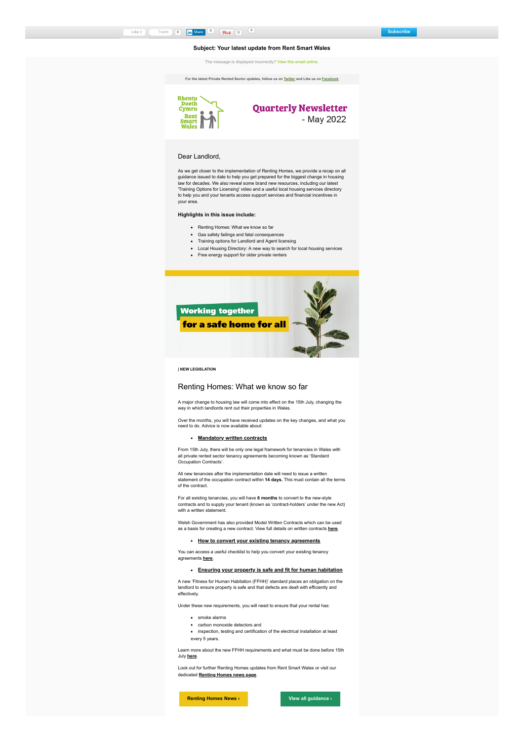Like 0 Tweet 0 Share 0 Pin it 0 0 Subscribe

**Subject: Your latest update from Rent Smart Wales**

The message is displayed incorrectly? View this email online.

**For the latest Private Rented Sector updates, follow us on Twitter and Like us on Facebook**

Rhentu Doeth Cymru Rent Smart Wales

# Quarterly Newsletter

- May 2022

Dear Landlord,

As we get closer to the implementation of Renting Homes, we provide a recap on all guidance issued to date to help you get prepared for the biggest change in housing law for decades. We also reveal some brand new resources, including our latest 'Training Options for Licensing' video and a useful local housing services directory to help you and your tenants access support services and financial incentives in your area.

**Highlights in this issue include:**

- Renting Homes: What we know so far
- Gas safety failings and fatal consequences
- Training options for Landlord and Agent licensing
- Local Housing Directory: A new way to search for local housing services
- Free energy support for older private renters

**Working together for a safe home for all**

**| NEW LEGISLATION**

## Renting Homes: What we know so far

A major change to housing law will come into effect on the 15th July, changing the way in which landlords rent out their properties in Wales.

Over the months, you will have received updates on the key changes, and what you need to do. Advice is now available about:

- **Mandatory written contracts**

From 15th July, there will be only one legal framework for tenancies in Wales with all private rented sector tenancy agreements becoming known as 'Standard Occupation Contracts'.

All new tenancies after the implementation date will need to issue a written statement of the occupation contract within **14 days.** This must contain all the terms of the contract.

For all existing tenancies, you will have **6 months** to convert to the new-style contracts and to supply your tenant (known as 'contract-holders' under the new Act) with a written statement.

Welsh Government has also provided Model Written Contracts which can be used as a basis for creating a new contract. View full details on written contracts **here**.

- **How to convert your existing tenancy agreements**

You can access a useful checklist to help you convert your existing tenancy agreements **here**.

- **Ensuring your property is safe and fit for human habitation**

A new 'Fitness for Human Habitation (FFHH)' standard places an obligation on the landlord to ensure property is safe and that defects are dealt with efficiently and effectively.

Under these new requirements, you will need to ensure that your rental has:

- smoke alarms
- carbon monoxide detectors and
- inspection, testing and certification of the electrical installation at least every 5 years.

Learn more about the new FFHH requirements and what must be done before 15th July **here**.

Look out for further Renting Homes updates from Rent Smart Wales or visit our dedicated **Renting Homes news page**.

**Renting Homes News ›** **View all guidance ›**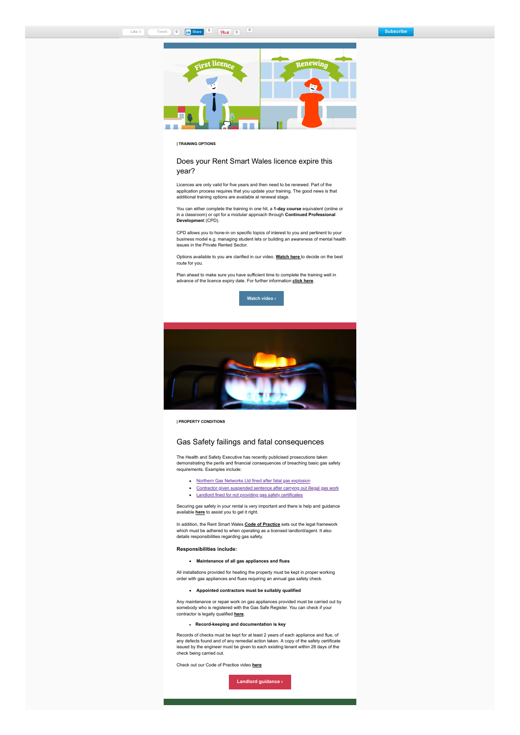| TRAINING OPTIONS

## Does your Rent Smart Wales licence expire this year?

Licences are only valid for five years and then need to be renewed. Part of the application process requires that you update your training. The good news is that additional training options are available at renewal stage.

You can either complete the training in one hit, a **1-day course** equivalent (online or in a classroom) or opt for a modular approach through **Continued Professional Development** (CPD).

CPD allows you to hone-in on specific topics of interest to you and pertinent to your business model e.g. managing student lets or building an awareness of mental health issues in the Private Rented Sector.

Options available to you are clarified in our video. **Watch here** to decide on the best route for you.

Plan ahead to make sure you have sufficient time to complete the training well in advance of the licence expiry date. For further information **click here**.

Watch video ›

| PROPERTY CONDITIONS

## Gas Safety failings and fatal consequences

The Health and Safety Executive has recently publicised prosecutions taken demonstrating the perils and financial consequences of breaching basic gas safety requirements. Examples include:

- Northern Gas Networks Ltd fined after fatal gas explosion
- Contractor given suspended sentence after carrying out illegal gas work
- Landlord fined for not providing gas safety certificates

Securing gas safety in your rental is very important and there is help and guidance available **here** to assist you to get it right.

In addition, the Rent Smart Wales **Code of Practice** sets out the legal framework which must be adhered to when operating as a licensed landlord/agent. It also details responsibilities regarding gas safety.

**Responsibilities include:**

- **Maintenance of all gas appliances and flues**

All installations provided for heating the property must be kept in proper working order with gas appliances and flues requiring an annual gas safety check.

- **Appointed contractors must be suitably qualified**

Any maintenance or repair work on gas appliances provided must be carried out by somebody who is registered with the Gas Safe Register. You can check if your contractor is legally qualified **here**.

- **Record-keeping and documentation is key**

Records of checks must be kept for at least 2 years of each appliance and flue, of any defects found and of any remedial action taken. A copy of the safety certificate issued by the engineer must be given to each existing tenant within 28 days of the check being carried out.

Check out our Code of Practice video **here**

Landlord guidance ›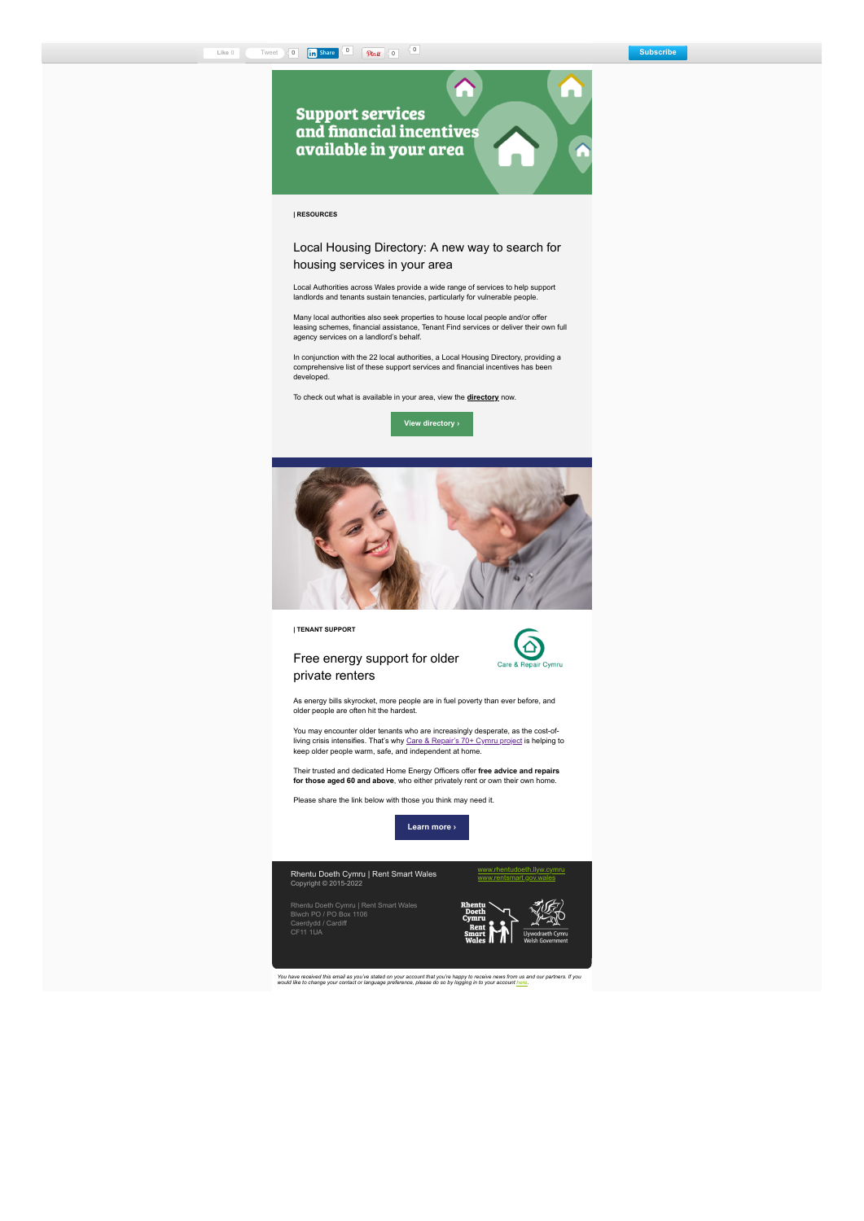Like 0 | Tweet | 0 | Share | 0 | Pin it | 0 | 0

Subscribe

# Support services and financial incentives available in your area

**| RESOURCES**

## Local Housing Directory: A new way to search for housing services in your area

Local Authorities across Wales provide a wide range of services to help support landlords and tenants sustain tenancies, particularly for vulnerable people.

Many local authorities also seek properties to house local people and/or offer leasing schemes, financial assistance, Tenant Find services or deliver their own full agency services on a landlord's behalf.

In conjunction with the 22 local authorities, a Local Housing Directory, providing a comprehensive list of these support services and financial incentives has been developed.

To check out what is available in your area, view the **directory** now.

View directory ›

**| TENANT SUPPORT**

Care & Repair Cymru

## Free energy support for older private renters

As energy bills skyrocket, more people are in fuel poverty than ever before, and older people are often hit the hardest.

You may encounter older tenants who are increasingly desperate, as the cost-of-living crisis intensifies. That's why Care & Repair's 70+ Cymru project is helping to keep older people warm, safe, and independent at home.

Their trusted and dedicated Home Energy Officers offer **free advice and repairs for those aged 60 and above**, who either privately rent or own their own home.

Please share the link below with those you think may need it.

Learn more ›

Rhentu Doeth Cymru | Rent Smart Wales
Copyright © 2015-2022

www.rhentudoeth.llyw.cymru
www.rentsmart.gov.wales

Rhentu Doeth Cymru | Rent Smart Wales
Blwch PO / PO Box 1106
Caerdydd / Cardiff
CF11 1UA

Rhentu Doeth Cymru Rent Smart Wales

Llywodraeth Cymru Welsh Government

*You have received this email as you've stated on your account that you're happy to receive news from us and our partners. If you would like to change your contact or language preference, please do so by logging in to your account here.*